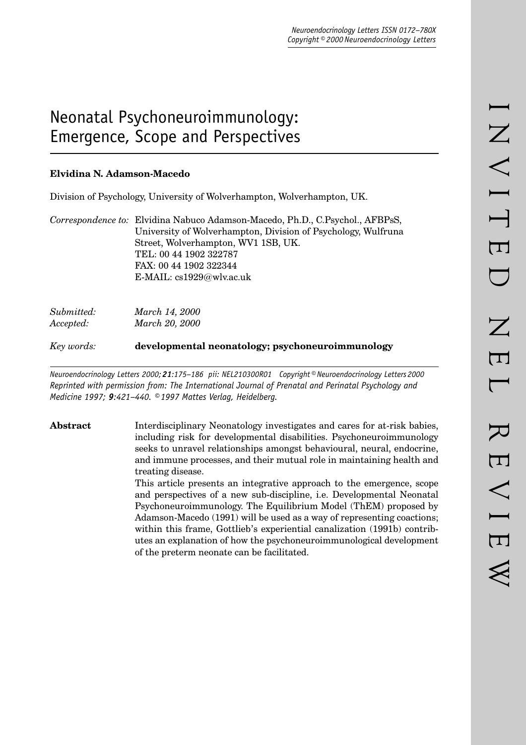# Neonatal Psychoneuroimmunology: Emergence, Scope and Perspectives

**Elvidina N. Adamson-Macedo**

Division of Psychology, University of Wolverhampton, Wolverhampton, UK.

*Correspondence to:* Elvidina Nabuco Adamson-Macedo, Ph.D., C.Psychol., AFBPsS, University of Wolverhampton, Division of Psychology, Wulfruna Street, Wolverhampton, WV1 1SB, UK.
TEL: 00 44 1902 322787
FAX: 00 44 1902 322344
E-MAIL: cs1929@wlv.ac.uk

*Submitted:* *March 14, 2000*
*Accepted:* *March 20, 2000*

*Key words:* **developmental neonatology; psychoneuroimmunology**

*Neuroendocrinology Letters 2000;* ***21****:175–186 pii: NEL210300R01 Copyright © Neuroendocrinology Letters 2000*
*Reprinted with permission from: The International Journal of Prenatal and Perinatal Psychology and Medicine 1997;* ***9****:421–440. © 1997 Mattes Verlag, Heidelberg.*

**Abstract** Interdisciplinary Neonatology investigates and cares for at-risk babies, including risk for developmental disabilities. Psychoneuroimmunology seeks to unravel relationships amongst behavioural, neural, endocrine, and immune processes, and their mutual role in maintaining health and treating disease.

This article presents an integrative approach to the emergence, scope and perspectives of a new sub-discipline, i.e. Developmental Neonatal Psychoneuroimmunology. The Equilibrium Model (ThEM) proposed by Adamson-Macedo (1991) will be used as a way of representing coactions; within this frame, Gottlieb's experiential canalization (1991b) contributes an explanation of how the psychoneuroimmunological development of the preterm neonate can be facilitated.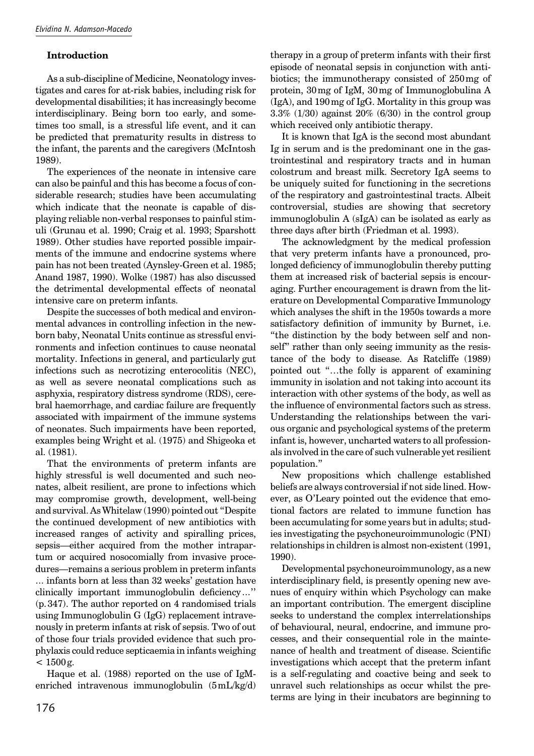## Introduction

As a sub-discipline of Medicine, Neonatology investigates and cares for at-risk babies, including risk for developmental disabilities; it has increasingly become interdisciplinary. Being born too early, and sometimes too small, is a stressful life event, and it can be predicted that prematurity results in distress to the infant, the parents and the caregivers (McIntosh 1989).

The experiences of the neonate in intensive care can also be painful and this has become a focus of considerable research; studies have been accumulating which indicate that the neonate is capable of displaying reliable non-verbal responses to painful stimuli (Grunau et al. 1990; Craig et al. 1993; Sparshott 1989). Other studies have reported possible impairments of the immune and endocrine systems where pain has not been treated (Aynsley-Green et al. 1985; Anand 1987, 1990). Wolke (1987) has also discussed the detrimental developmental effects of neonatal intensive care on preterm infants.

Despite the successes of both medical and environmental advances in controlling infection in the newborn baby, Neonatal Units continue as stressful environments and infection continues to cause neonatal mortality. Infections in general, and particularly gut infections such as necrotizing enterocolitis (NEC), as well as severe neonatal complications such as asphyxia, respiratory distress syndrome (RDS), cerebral haemorrhage, and cardiac failure are frequently associated with impairment of the immune systems of neonates. Such impairments have been reported, examples being Wright et al. (1975) and Shigeoka et al. (1981).

That the environments of preterm infants are highly stressful is well documented and such neonates, albeit resilient, are prone to infections which may compromise growth, development, well-being and survival. As Whitelaw (1990) pointed out "Despite the continued development of new antibiotics with increased ranges of activity and spiralling prices, sepsis—either acquired from the mother intrapartum or acquired nosocomially from invasive procedures—remains a serious problem in preterm infants … infants born at less than 32 weeks' gestation have clinically important immunoglobulin deficiency…" (p. 347). The author reported on 4 randomised trials using Immunoglobulin G (IgG) replacement intravenously in preterm infants at risk of sepsis. Two of out of those four trials provided evidence that such prophylaxis could reduce septicaemia in infants weighing < 1500 g.

Haque et al. (1988) reported on the use of IgM-enriched intravenous immunoglobulin (5 mL/kg/d) therapy in a group of preterm infants with their first episode of neonatal sepsis in conjunction with antibiotics; the immunotherapy consisted of 250 mg of protein, 30 mg of IgM, 30 mg of Immunoglobulina A (IgA), and 190 mg of IgG. Mortality in this group was 3.3% (1/30) against 20% (6/30) in the control group which received only antibiotic therapy.

It is known that IgA is the second most abundant Ig in serum and is the predominant one in the gastrointestinal and respiratory tracts and in human colostrum and breast milk. Secretory IgA seems to be uniquely suited for functioning in the secretions of the respiratory and gastrointestinal tracts. Albeit controversial, studies are showing that secretory immunoglobulin A (sIgA) can be isolated as early as three days after birth (Friedman et al. 1993).

The acknowledgment by the medical profession that very preterm infants have a pronounced, prolonged deficiency of immunoglobulin thereby putting them at increased risk of bacterial sepsis is encouraging. Further encouragement is drawn from the literature on Developmental Comparative Immunology which analyses the shift in the 1950s towards a more satisfactory definition of immunity by Burnet, i.e. "the distinction by the body between self and non-self" rather than only seeing immunity as the resistance of the body to disease. As Ratcliffe (1989) pointed out "…the folly is apparent of examining immunity in isolation and not taking into account its interaction with other systems of the body, as well as the influence of environmental factors such as stress. Understanding the relationships between the various organic and psychological systems of the preterm infant is, however, uncharted waters to all professionals involved in the care of such vulnerable yet resilient population."

New propositions which challenge established beliefs are always controversial if not side lined. However, as O'Leary pointed out the evidence that emotional factors are related to immune function has been accumulating for some years but in adults; studies investigating the psychoneuroimmunologic (PNI) relationships in children is almost non-existent (1991, 1990).

Developmental psychoneuroimmunology, as a new interdisciplinary field, is presently opening new avenues of enquiry within which Psychology can make an important contribution. The emergent discipline seeks to understand the complex interrelationships of behavioural, neural, endocrine, and immune processes, and their consequential role in the maintenance of health and treatment of disease. Scientific investigations which accept that the preterm infant is a self-regulating and coactive being and seek to unravel such relationships as occur whilst the preterms are lying in their incubators are beginning to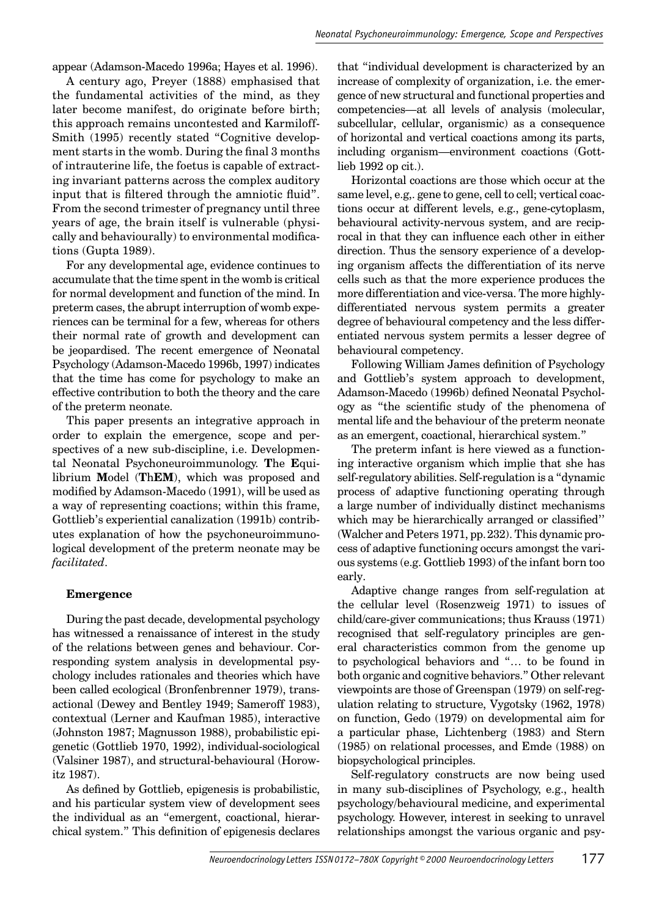appear (Adamson-Macedo 1996a; Hayes et al. 1996).

A century ago, Preyer (1888) emphasised that the fundamental activities of the mind, as they later become manifest, do originate before birth; this approach remains uncontested and Karmiloff-Smith (1995) recently stated "Cognitive development starts in the womb. During the final 3 months of intrauterine life, the foetus is capable of extracting invariant patterns across the complex auditory input that is filtered through the amniotic fluid". From the second trimester of pregnancy until three years of age, the brain itself is vulnerable (physically and behaviourally) to environmental modifications (Gupta 1989).

For any developmental age, evidence continues to accumulate that the time spent in the womb is critical for normal development and function of the mind. In preterm cases, the abrupt interruption of womb experiences can be terminal for a few, whereas for others their normal rate of growth and development can be jeopardised. The recent emergence of Neonatal Psychology (Adamson-Macedo 1996b, 1997) indicates that the time has come for psychology to make an effective contribution to both the theory and the care of the preterm neonate.

This paper presents an integrative approach in order to explain the emergence, scope and perspectives of a new sub-discipline, i.e. Developmental Neonatal Psychoneuroimmunology. **T**he **E**quilibrium **M**odel (**T**h**EM**), which was proposed and modified by Adamson-Macedo (1991), will be used as a way of representing coactions; within this frame, Gottlieb's experiential canalization (1991b) contributes explanation of how the psychoneuroimmunological development of the preterm neonate may be *facilitated*.

### Emergence

During the past decade, developmental psychology has witnessed a renaissance of interest in the study of the relations between genes and behaviour. Corresponding system analysis in developmental psychology includes rationales and theories which have been called ecological (Bronfenbrenner 1979), transactional (Dewey and Bentley 1949; Sameroff 1983), contextual (Lerner and Kaufman 1985), interactive (Johnston 1987; Magnusson 1988), probabilistic epigenetic (Gottlieb 1970, 1992), individual-sociological (Valsiner 1987), and structural-behavioural (Horowitz 1987).

As defined by Gottlieb, epigenesis is probabilistic, and his particular system view of development sees the individual as an "emergent, coactional, hierarchical system." This definition of epigenesis declares that "individual development is characterized by an increase of complexity of organization, i.e. the emergence of new structural and functional properties and competencies—at all levels of analysis (molecular, subcellular, cellular, organismic) as a consequence of horizontal and vertical coactions among its parts, including organism—environment coactions (Gottlieb 1992 op cit.).

Horizontal coactions are those which occur at the same level, e.g,. gene to gene, cell to cell; vertical coactions occur at different levels, e.g., gene-cytoplasm, behavioural activity-nervous system, and are reciprocal in that they can influence each other in either direction. Thus the sensory experience of a developing organism affects the differentiation of its nerve cells such as that the more experience produces the more differentiation and vice-versa. The more highly-differentiated nervous system permits a greater degree of behavioural competency and the less differentiated nervous system permits a lesser degree of behavioural competency.

Following William James definition of Psychology and Gottlieb's system approach to development, Adamson-Macedo (1996b) defined Neonatal Psychology as "the scientific study of the phenomena of mental life and the behaviour of the preterm neonate as an emergent, coactional, hierarchical system."

The preterm infant is here viewed as a functioning interactive organism which implie that she has self-regulatory abilities. Self-regulation is a "dynamic process of adaptive functioning operating through a large number of individually distinct mechanisms which may be hierarchically arranged or classified'' (Walcher and Peters 1971, pp. 232). This dynamic process of adaptive functioning occurs amongst the various systems (e.g. Gottlieb 1993) of the infant born too early.

Adaptive change ranges from self-regulation at the cellular level (Rosenzweig 1971) to issues of child/care-giver communications; thus Krauss (1971) recognised that self-regulatory principles are general characteristics common from the genome up to psychological behaviors and "… to be found in both organic and cognitive behaviors." Other relevant viewpoints are those of Greenspan (1979) on self-regulation relating to structure, Vygotsky (1962, 1978) on function, Gedo (1979) on developmental aim for a particular phase, Lichtenberg (1983) and Stern (1985) on relational processes, and Emde (1988) on biopsychological principles.

Self-regulatory constructs are now being used in many sub-disciplines of Psychology, e.g., health psychology/behavioural medicine, and experimental psychology. However, interest in seeking to unravel relationships amongst the various organic and psy-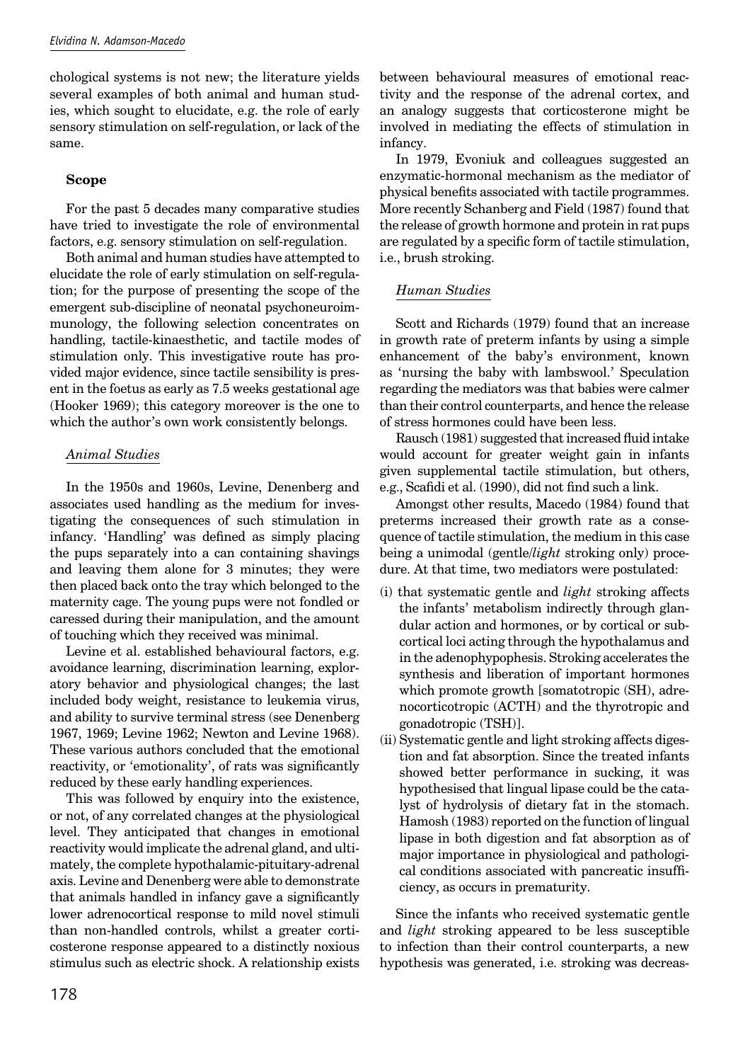chological systems is not new; the literature yields several examples of both animal and human studies, which sought to elucidate, e.g. the role of early sensory stimulation on self-regulation, or lack of the same.

## Scope

For the past 5 decades many comparative studies have tried to investigate the role of environmental factors, e.g. sensory stimulation on self-regulation.

Both animal and human studies have attempted to elucidate the role of early stimulation on self-regulation; for the purpose of presenting the scope of the emergent sub-discipline of neonatal psychoneuroimmunology, the following selection concentrates on handling, tactile-kinaesthetic, and tactile modes of stimulation only. This investigative route has provided major evidence, since tactile sensibility is present in the foetus as early as 7.5 weeks gestational age (Hooker 1969); this category moreover is the one to which the author's own work consistently belongs.

### *Animal Studies*

In the 1950s and 1960s, Levine, Denenberg and associates used handling as the medium for investigating the consequences of such stimulation in infancy. 'Handling' was defined as simply placing the pups separately into a can containing shavings and leaving them alone for 3 minutes; they were then placed back onto the tray which belonged to the maternity cage. The young pups were not fondled or caressed during their manipulation, and the amount of touching which they received was minimal.

Levine et al. established behavioural factors, e.g. avoidance learning, discrimination learning, exploratory behavior and physiological changes; the last included body weight, resistance to leukemia virus, and ability to survive terminal stress (see Denenberg 1967, 1969; Levine 1962; Newton and Levine 1968). These various authors concluded that the emotional reactivity, or 'emotionality', of rats was significantly reduced by these early handling experiences.

This was followed by enquiry into the existence, or not, of any correlated changes at the physiological level. They anticipated that changes in emotional reactivity would implicate the adrenal gland, and ultimately, the complete hypothalamic-pituitary-adrenal axis. Levine and Denenberg were able to demonstrate that animals handled in infancy gave a significantly lower adrenocortical response to mild novel stimuli than non-handled controls, whilst a greater corticosterone response appeared to a distinctly noxious stimulus such as electric shock. A relationship exists between behavioural measures of emotional reactivity and the response of the adrenal cortex, and an analogy suggests that corticosterone might be involved in mediating the effects of stimulation in infancy.

In 1979, Evoniuk and colleagues suggested an enzymatic-hormonal mechanism as the mediator of physical benefits associated with tactile programmes. More recently Schanberg and Field (1987) found that the release of growth hormone and protein in rat pups are regulated by a specific form of tactile stimulation, i.e., brush stroking.

### *Human Studies*

Scott and Richards (1979) found that an increase in growth rate of preterm infants by using a simple enhancement of the baby's environment, known as 'nursing the baby with lambswool.' Speculation regarding the mediators was that babies were calmer than their control counterparts, and hence the release of stress hormones could have been less.

Rausch (1981) suggested that increased fluid intake would account for greater weight gain in infants given supplemental tactile stimulation, but others, e.g., Scafidi et al. (1990), did not find such a link.

Amongst other results, Macedo (1984) found that preterms increased their growth rate as a consequence of tactile stimulation, the medium in this case being a unimodal (gentle/*light* stroking only) procedure. At that time, two mediators were postulated:

(i) that systematic gentle and *light* stroking affects the infants' metabolism indirectly through glandular action and hormones, or by cortical or subcortical loci acting through the hypothalamus and in the adenophypophesis. Stroking accelerates the synthesis and liberation of important hormones which promote growth [somatotropic (SH), adrenocorticotropic (ACTH) and the thyrotropic and gonadotropic (TSH)].

(ii) Systematic gentle and light stroking affects digestion and fat absorption. Since the treated infants showed better performance in sucking, it was hypothesised that lingual lipase could be the catalyst of hydrolysis of dietary fat in the stomach. Hamosh (1983) reported on the function of lingual lipase in both digestion and fat absorption as of major importance in physiological and pathological conditions associated with pancreatic insufficiency, as occurs in prematurity.

Since the infants who received systematic gentle and *light* stroking appeared to be less susceptible to infection than their control counterparts, a new hypothesis was generated, i.e. stroking was decreas-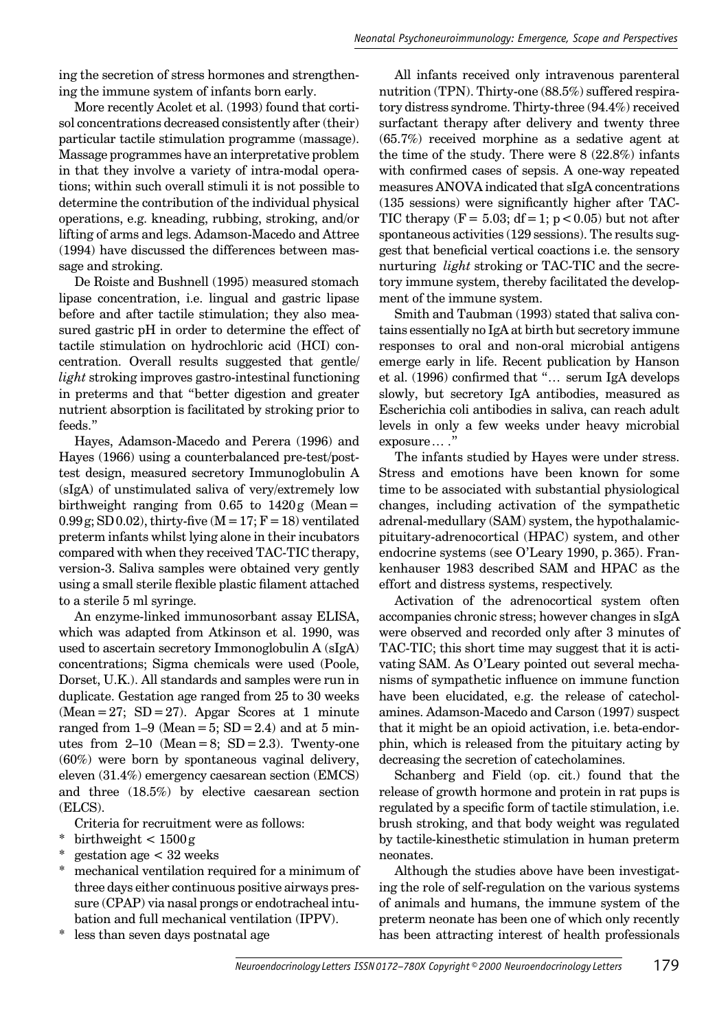ing the secretion of stress hormones and strengthening the immune system of infants born early.

More recently Acolet et al. (1993) found that cortisol concentrations decreased consistently after (their) particular tactile stimulation programme (massage). Massage programmes have an interpretative problem in that they involve a variety of intra-modal operations; within such overall stimuli it is not possible to determine the contribution of the individual physical operations, e.g. kneading, rubbing, stroking, and/or lifting of arms and legs. Adamson-Macedo and Attree (1994) have discussed the differences between massage and stroking.

De Roiste and Bushnell (1995) measured stomach lipase concentration, i.e. lingual and gastric lipase before and after tactile stimulation; they also measured gastric pH in order to determine the effect of tactile stimulation on hydrochloric acid (HCl) concentration. Overall results suggested that gentle/ *light* stroking improves gastro-intestinal functioning in preterms and that "better digestion and greater nutrient absorption is facilitated by stroking prior to feeds."

Hayes, Adamson-Macedo and Perera (1996) and Hayes (1966) using a counterbalanced pre-test/post-test design, measured secretory Immunoglobulin A (sIgA) of unstimulated saliva of very/extremely low birthweight ranging from 0.65 to 1420 g (Mean = 0.99 g; SD 0.02), thirty-five (M = 17; F = 18) ventilated preterm infants whilst lying alone in their incubators compared with when they received TAC-TIC therapy, version-3. Saliva samples were obtained very gently using a small sterile flexible plastic filament attached to a sterile 5 ml syringe.

An enzyme-linked immunosorbant assay ELISA, which was adapted from Atkinson et al. 1990, was used to ascertain secretory Immonoglobulin A (sIgA) concentrations; Sigma chemicals were used (Poole, Dorset, U.K.). All standards and samples were run in duplicate. Gestation age ranged from 25 to 30 weeks (Mean = 27; SD = 27). Apgar Scores at 1 minute ranged from 1–9 (Mean = 5; SD = 2.4) and at 5 minutes from 2–10 (Mean = 8; SD = 2.3). Twenty-one (60%) were born by spontaneous vaginal delivery, eleven (31.4%) emergency caesarean section (EMCS) and three (18.5%) by elective caesarean section (ELCS).

Criteria for recruitment were as follows:

* birthweight < 1500 g
* gestation age < 32 weeks
* mechanical ventilation required for a minimum of three days either continuous positive airways pressure (CPAP) via nasal prongs or endotracheal intubation and full mechanical ventilation (IPPV).
* less than seven days postnatal age

All infants received only intravenous parenteral nutrition (TPN). Thirty-one (88.5%) suffered respiratory distress syndrome. Thirty-three (94.4%) received surfactant therapy after delivery and twenty three (65.7%) received morphine as a sedative agent at the time of the study. There were 8 (22.8%) infants with confirmed cases of sepsis. A one-way repeated measures ANOVA indicated that sIgA concentrations (135 sessions) were significantly higher after TAC-TIC therapy ($F = 5.03$; $df = 1$; $p < 0.05$) but not after spontaneous activities (129 sessions). The results suggest that beneficial vertical coactions i.e. the sensory nurturing *light* stroking or TAC-TIC and the secretory immune system, thereby facilitated the development of the immune system.

Smith and Taubman (1993) stated that saliva contains essentially no IgA at birth but secretory immune responses to oral and non-oral microbial antigens emerge early in life. Recent publication by Hanson et al. (1996) confirmed that "… serum IgA develops slowly, but secretory IgA antibodies, measured as Escherichia coli antibodies in saliva, can reach adult levels in only a few weeks under heavy microbial exposure… ."

The infants studied by Hayes were under stress. Stress and emotions have been known for some time to be associated with substantial physiological changes, including activation of the sympathetic adrenal-medullary (SAM) system, the hypothalamic-pituitary-adrenocortical (HPAC) system, and other endocrine systems (see O'Leary 1990, p. 365). Frankenhauser 1983 described SAM and HPAC as the effort and distress systems, respectively.

Activation of the adrenocortical system often accompanies chronic stress; however changes in sIgA were observed and recorded only after 3 minutes of TAC-TIC; this short time may suggest that it is activating SAM. As O'Leary pointed out several mechanisms of sympathetic influence on immune function have been elucidated, e.g. the release of catecholamines. Adamson-Macedo and Carson (1997) suspect that it might be an opioid activation, i.e. beta-endorphin, which is released from the pituitary acting by decreasing the secretion of catecholamines.

Schanberg and Field (op. cit.) found that the release of growth hormone and protein in rat pups is regulated by a specific form of tactile stimulation, i.e. brush stroking, and that body weight was regulated by tactile-kinesthetic stimulation in human preterm neonates.

Although the studies above have been investigating the role of self-regulation on the various systems of animals and humans, the immune system of the preterm neonate has been one of which only recently has been attracting interest of health professionals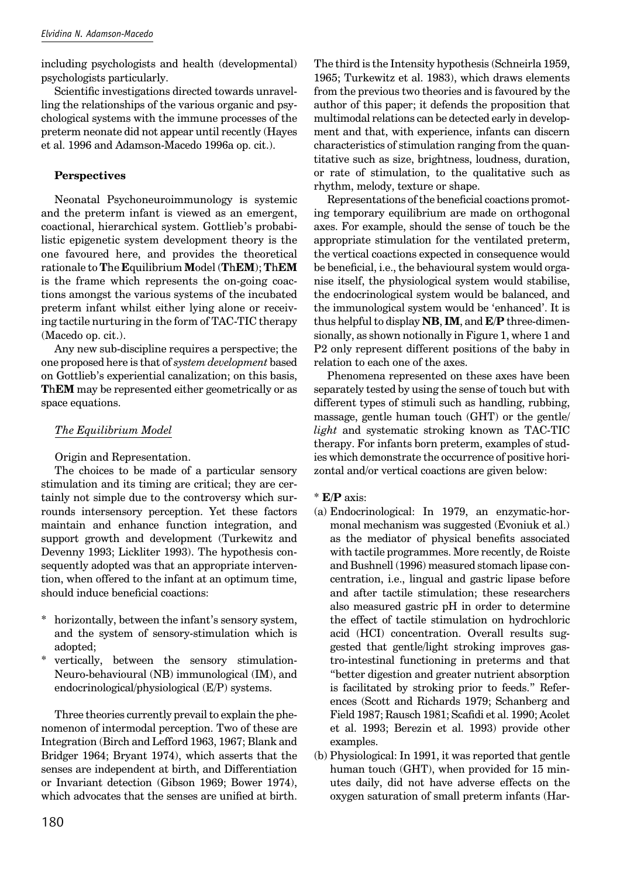including psychologists and health (developmental) psychologists particularly.

Scientific investigations directed towards unravelling the relationships of the various organic and psychological systems with the immune processes of the preterm neonate did not appear until recently (Hayes et al. 1996 and Adamson-Macedo 1996a op. cit.).

## Perspectives

Neonatal Psychoneuroimmunology is systemic and the preterm infant is viewed as an emergent, coactional, hierarchical system. Gottlieb's probabilistic epigenetic system development theory is the one favoured here, and provides the theoretical rationale to **T**he **E**quilibrium **M**odel (**T**h**EM**); **T**h**EM** is the frame which represents the on-going coactions amongst the various systems of the incubated preterm infant whilst either lying alone or receiving tactile nurturing in the form of TAC-TIC therapy (Macedo op. cit.).

Any new sub-discipline requires a perspective; the one proposed here is that of *system development* based on Gottlieb's experiential canalization; on this basis, **T**h**EM** may be represented either geometrically or as space equations.

### *The Equilibrium Model*

Origin and Representation.

The choices to be made of a particular sensory stimulation and its timing are critical; they are certainly not simple due to the controversy which surrounds intersensory perception. Yet these factors maintain and enhance function integration, and support growth and development (Turkewitz and Devenny 1993; Lickliter 1993). The hypothesis consequently adopted was that an appropriate intervention, when offered to the infant at an optimum time, should induce beneficial coactions:

* horizontally, between the infant's sensory system, and the system of sensory-stimulation which is adopted;
* vertically, between the sensory stimulation-Neuro-behavioural (NB) immunological (IM), and endocrinological/physiological (E/P) systems.

Three theories currently prevail to explain the phenomenon of intermodal perception. Two of these are Integration (Birch and Lefford 1963, 1967; Blank and Bridger 1964; Bryant 1974), which asserts that the senses are independent at birth, and Differentiation or Invariant detection (Gibson 1969; Bower 1974), which advocates that the senses are unified at birth. The third is the Intensity hypothesis (Schneirla 1959, 1965; Turkewitz et al. 1983), which draws elements from the previous two theories and is favoured by the author of this paper; it defends the proposition that multimodal relations can be detected early in development and that, with experience, infants can discern characteristics of stimulation ranging from the quantitative such as size, brightness, loudness, duration, or rate of stimulation, to the qualitative such as rhythm, melody, texture or shape.

Representations of the beneficial coactions promoting temporary equilibrium are made on orthogonal axes. For example, should the sense of touch be the appropriate stimulation for the ventilated preterm, the vertical coactions expected in consequence would be beneficial, i.e., the behavioural system would organise itself, the physiological system would stabilise, the endocrinological system would be balanced, and the immunological system would be 'enhanced'. It is thus helpful to display **NB**, **IM**, and **E/P** three-dimensionally, as shown notionally in Figure 1, where 1 and P2 only represent different positions of the baby in relation to each one of the axes.

Phenomena represented on these axes have been separately tested by using the sense of touch but with different types of stimuli such as handling, rubbing, massage, gentle human touch (GHT) or the gentle/*light* and systematic stroking known as TAC-TIC therapy. For infants born preterm, examples of studies which demonstrate the occurrence of positive horizontal and/or vertical coactions are given below:

* **E/P** axis:

(a) Endocrinological: In 1979, an enzymatic-hormonal mechanism was suggested (Evoniuk et al.) as the mediator of physical benefits associated with tactile programmes. More recently, de Roiste and Bushnell (1996) measured stomach lipase concentration, i.e., lingual and gastric lipase before and after tactile stimulation; these researchers also measured gastric pH in order to determine the effect of tactile stimulation on hydrochloric acid (HCI) concentration. Overall results suggested that gentle/light stroking improves gastro-intestinal functioning in preterms and that "better digestion and greater nutrient absorption is facilitated by stroking prior to feeds." References (Scott and Richards 1979; Schanberg and Field 1987; Rausch 1981; Scafidi et al. 1990; Acolet et al. 1993; Berezin et al. 1993) provide other examples.

(b) Physiological: In 1991, it was reported that gentle human touch (GHT), when provided for 15 minutes daily, did not have adverse effects on the oxygen saturation of small preterm infants (Har-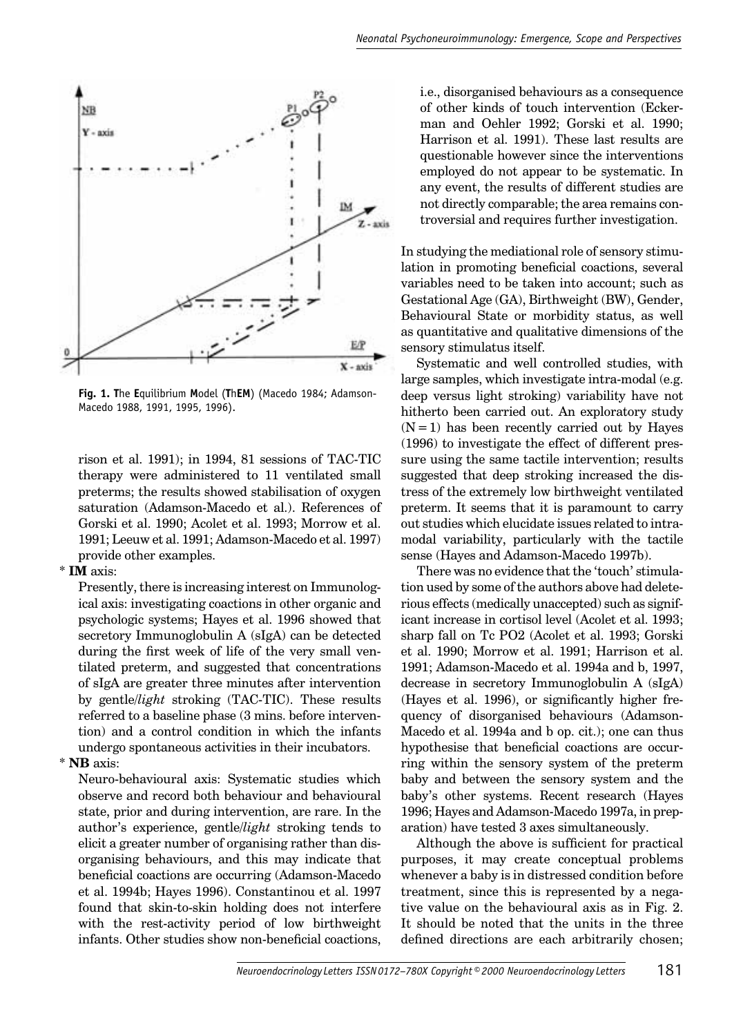**Fig. 1. T**he **E**quilibrium **M**odel (**T**h**EM**) (Macedo 1984; Adamson-Macedo 1988, 1991, 1995, 1996).

rison et al. 1991); in 1994, 81 sessions of TAC-TIC therapy were administered to 11 ventilated small preterms; the results showed stabilisation of oxygen saturation (Adamson-Macedo et al.). References of Gorski et al. 1990; Acolet et al. 1993; Morrow et al. 1991; Leeuw et al. 1991; Adamson-Macedo et al. 1997) provide other examples.

\* **IM** axis:

Presently, there is increasing interest on Immunological axis: investigating coactions in other organic and psychologic systems; Hayes et al. 1996 showed that secretory Immunoglobulin A (sIgA) can be detected during the first week of life of the very small ventilated preterm, and suggested that concentrations of sIgA are greater three minutes after intervention by gentle/*light* stroking (TAC-TIC). These results referred to a baseline phase (3 mins. before intervention) and a control condition in which the infants undergo spontaneous activities in their incubators.

\* **NB** axis:

Neuro-behavioural axis: Systematic studies which observe and record both behaviour and behavioural state, prior and during intervention, are rare. In the author's experience, gentle/*light* stroking tends to elicit a greater number of organising rather than disorganising behaviours, and this may indicate that beneficial coactions are occurring (Adamson-Macedo et al. 1994b; Hayes 1996). Constantinou et al. 1997 found that skin-to-skin holding does not interfere with the rest-activity period of low birthweight infants. Other studies show non-beneficial coactions, i.e., disorganised behaviours as a consequence of other kinds of touch intervention (Eckerman and Oehler 1992; Gorski et al. 1990; Harrison et al. 1991). These last results are questionable however since the interventions employed do not appear to be systematic. In any event, the results of different studies are not directly comparable; the area remains controversial and requires further investigation.

In studying the mediational role of sensory stimulation in promoting beneficial coactions, several variables need to be taken into account; such as Gestational Age (GA), Birthweight (BW), Gender, Behavioural State or morbidity status, as well as quantitative and qualitative dimensions of the sensory stimulatus itself.

Systematic and well controlled studies, with large samples, which investigate intra-modal (e.g. deep versus light stroking) variability have not hitherto been carried out. An exploratory study (N = 1) has been recently carried out by Hayes (1996) to investigate the effect of different pressure using the same tactile intervention; results suggested that deep stroking increased the distress of the extremely low birthweight ventilated preterm. It seems that it is paramount to carry out studies which elucidate issues related to intra-modal variability, particularly with the tactile sense (Hayes and Adamson-Macedo 1997b).

There was no evidence that the 'touch' stimulation used by some of the authors above had deleterious effects (medically unaccepted) such as significant increase in cortisol level (Acolet et al. 1993; sharp fall on Tc PO2 (Acolet et al. 1993; Gorski et al. 1990; Morrow et al. 1991; Harrison et al. 1991; Adamson-Macedo et al. 1994a and b, 1997, decrease in secretory Immunoglobulin A (sIgA) (Hayes et al. 1996), or significantly higher frequency of disorganised behaviours (Adamson-Macedo et al. 1994a and b op. cit.); one can thus hypothesise that beneficial coactions are occurring within the sensory system of the preterm baby and between the sensory system and the baby's other systems. Recent research (Hayes 1996; Hayes and Adamson-Macedo 1997a, in preparation) have tested 3 axes simultaneously.

Although the above is sufficient for practical purposes, it may create conceptual problems whenever a baby is in distressed condition before treatment, since this is represented by a negative value on the behavioural axis as in Fig. 2. It should be noted that the units in the three defined directions are each arbitrarily chosen;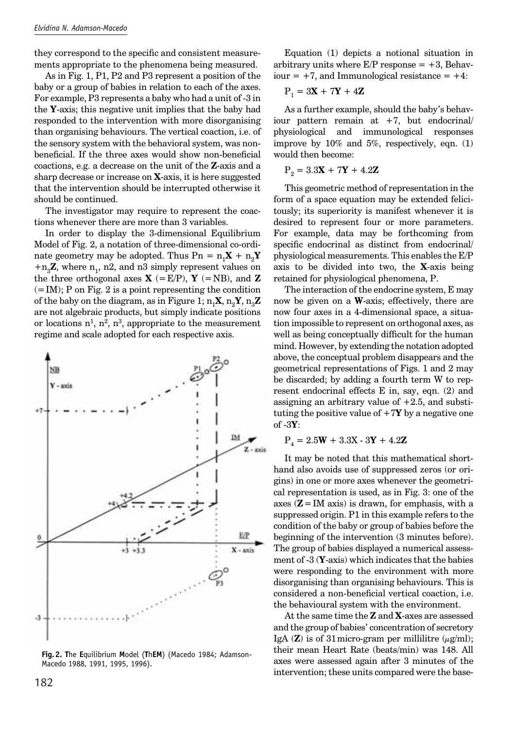they correspond to the specific and consistent measurements appropriate to the phenomena being measured.

As in Fig. 1, P1, P2 and P3 represent a position of the baby or a group of babies in relation to each of the axes. For example, P3 represents a baby who had a unit of -3 in the **Y**-axis; this negative unit implies that the baby had responded to the intervention with more disorganising than organising behaviours. The vertical coaction, i.e. of the sensory system with the behavioral system, was non-beneficial. If the three axes would show non-beneficial coactions, e.g. a decrease on the unit of the **Z**-axis and a sharp decrease or increase on **X**-axis, it is here suggested that the intervention should be interrupted otherwise it should be continued.

The investigator may require to represent the coactions whenever there are more than 3 variables.

In order to display the 3-dimensional Equilibrium Model of Fig. 2, a notation of three-dimensional co-ordinate geometry may be adopted. Thus $Pn = n_1\mathbf{X} + n_2\mathbf{Y} + n_3\mathbf{Z}$, where $n_1$, n2, and n3 simply represent values on the three orthogonal axes **X** (= E/P), **Y** (= NB), and **Z** (= IM); P on Fig. 2 is a point representing the condition of the baby on the diagram, as in Figure 1; $n_1\mathbf{X}$, $n_2\mathbf{Y}$, $n_3\mathbf{Z}$ are not algebraic products, but simply indicate positions or locations $n^1$, $n^2$, $n^3$, appropriate to the measurement regime and scale adopted for each respective axis.

**Fig. 2.** **T**he **E**quilibrium **M**odel (**T**h**EM**) (Macedo 1984; Adamson-Macedo 1988, 1991, 1995, 1996).

Equation (1) depicts a notional situation in arbitrary units where E/P response = +3, Behaviour = +7, and Immunological resistance = +4:

$$P_1 = 3\mathbf{X} + 7\mathbf{Y} + 4\mathbf{Z}$$

As a further example, should the baby's behaviour pattern remain at +7, but endocrinal/ physiological and immunological responses improve by 10% and 5%, respectively, eqn. (1) would then become:

$$P_2 = 3.3\mathbf{X} + 7\mathbf{Y} + 4.2\mathbf{Z}$$

This geometric method of representation in the form of a space equation may be extended felicitously; its superiority is manifest whenever it is desired to represent four or more parameters. For example, data may be forthcoming from specific endocrinal as distinct from endocrinal/ physiological measurements. This enables the E/P axis to be divided into two, the **X**-axis being retained for physiological phenomena, P.

The interaction of the endocrine system, E may now be given on a **W**-axis; effectively, there are now four axes in a 4-dimensional space, a situation impossible to represent on orthogonal axes, as well as being conceptually difficult for the human mind. However, by extending the notation adopted above, the conceptual problem disappears and the geometrical representations of Figs. 1 and 2 may be discarded; by adding a fourth term W to represent endocrinal effects E in, say, eqn. (2) and assigning an arbitrary value of +2.5, and substituting the positive value of +7**Y** by a negative one of -3**Y**:

$$P_4 = 2.5\mathbf{W} + 3.3X - 3\mathbf{Y} + 4.2\mathbf{Z}$$

It may be noted that this mathematical shorthand also avoids use of suppressed zeros (or origins) in one or more axes whenever the geometrical representation is used, as in Fig. 3: one of the axes (**Z** = IM axis) is drawn, for emphasis, with a suppressed origin. P1 in this example refers to the condition of the baby or group of babies before the beginning of the intervention (3 minutes before). The group of babies displayed a numerical assessment of -3 (**Y**-axis) which indicates that the babies were responding to the environment with more disorganising than organising behaviours. This is considered a non-beneficial vertical coaction, i.e. the behavioural system with the environment.

At the same time the **Z** and **X**-axes are assessed and the group of babies' concentration of secretory IgA (**Z**) is of 31 micro-gram per millilitre ($\mu$g/ml); their mean Heart Rate (beats/min) was 148. All axes were assessed again after 3 minutes of the intervention; these units compared were the base-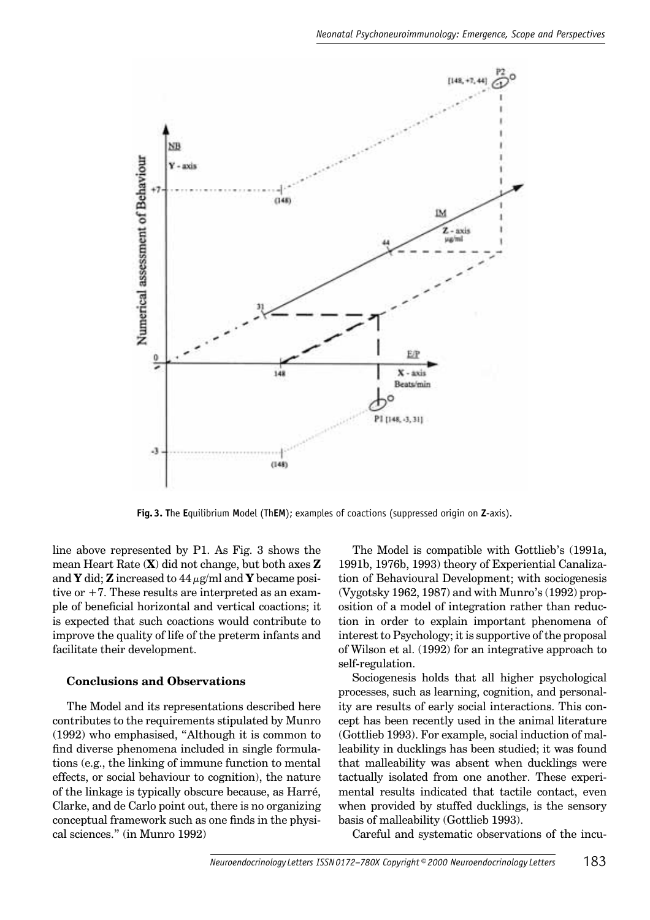**Fig. 3. T**he **E**quilibrium **M**odel (Th**EM**); examples of coactions (suppressed origin on **Z**-axis).

line above represented by P1. As Fig. 3 shows the mean Heart Rate (**X**) did not change, but both axes **Z** and **Y** did; **Z** increased to 44 $\mu$g/ml and **Y** became positive or +7. These results are interpreted as an example of beneficial horizontal and vertical coactions; it is expected that such coactions would contribute to improve the quality of life of the preterm infants and facilitate their development.

### Conclusions and Observations

The Model and its representations described here contributes to the requirements stipulated by Munro (1992) who emphasised, "Although it is common to find diverse phenomena included in single formulations (e.g., the linking of immune function to mental effects, or social behaviour to cognition), the nature of the linkage is typically obscure because, as Harré, Clarke, and de Carlo point out, there is no organizing conceptual framework such as one finds in the physical sciences." (in Munro 1992)

The Model is compatible with Gottlieb's (1991a, 1991b, 1976b, 1993) theory of Experiential Canalization of Behavioural Development; with sociogenesis (Vygotsky 1962, 1987) and with Munro's (1992) proposition of a model of integration rather than reduction in order to explain important phenomena of interest to Psychology; it is supportive of the proposal of Wilson et al. (1992) for an integrative approach to self-regulation.

Sociogenesis holds that all higher psychological processes, such as learning, cognition, and personality are results of early social interactions. This concept has been recently used in the animal literature (Gottlieb 1993). For example, social induction of malleability in ducklings has been studied; it was found that malleability was absent when ducklings were tactually isolated from one another. These experimental results indicated that tactile contact, even when provided by stuffed ducklings, is the sensory basis of malleability (Gottlieb 1993).

Careful and systematic observations of the incu-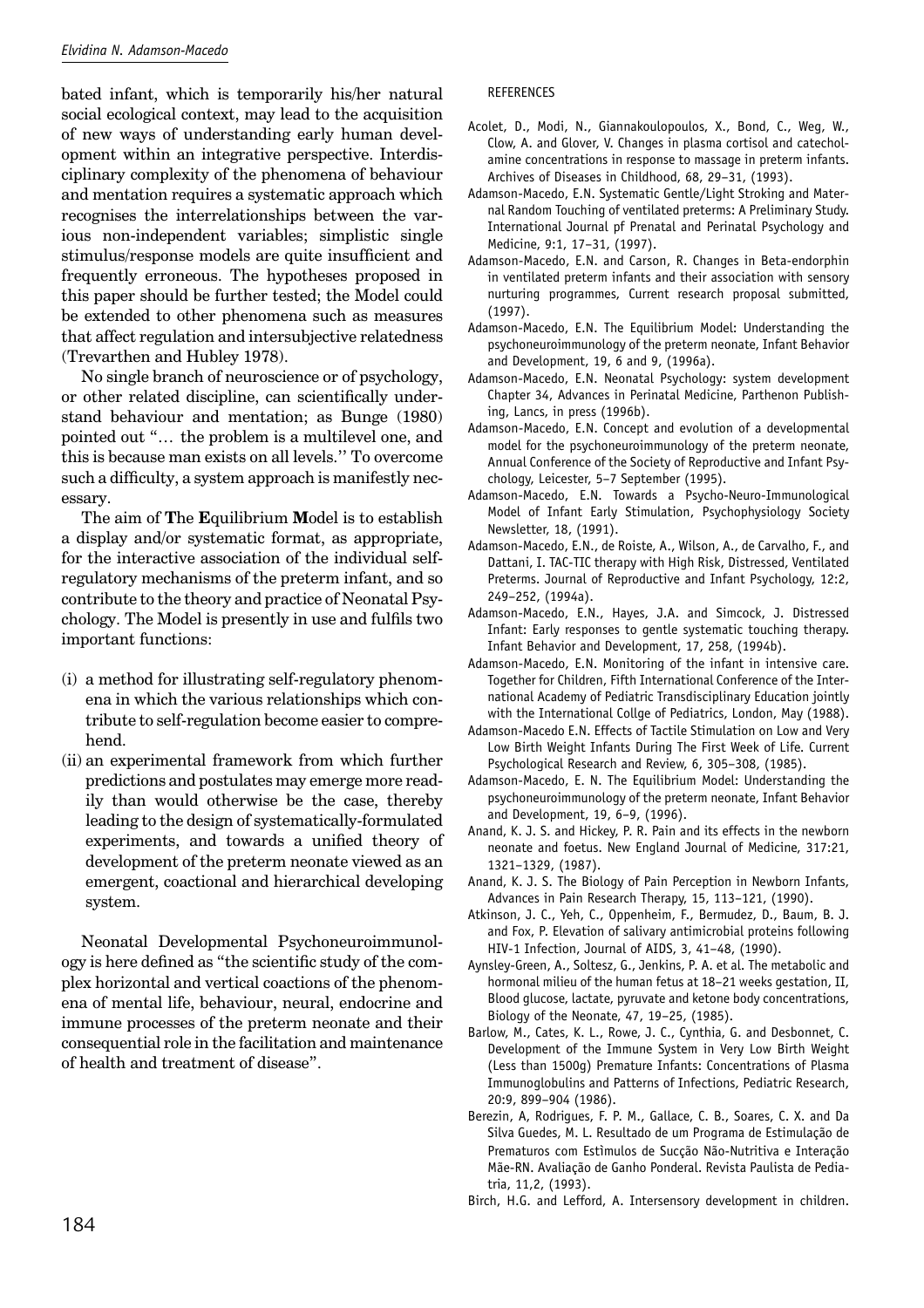bated infant, which is temporarily his/her natural social ecological context, may lead to the acquisition of new ways of understanding early human development within an integrative perspective. Interdisciplinary complexity of the phenomena of behaviour and mentation requires a systematic approach which recognises the interrelationships between the various non-independent variables; simplistic single stimulus/response models are quite insufficient and frequently erroneous. The hypotheses proposed in this paper should be further tested; the Model could be extended to other phenomena such as measures that affect regulation and intersubjective relatedness (Trevarthen and Hubley 1978).

No single branch of neuroscience or of psychology, or other related discipline, can scientifically understand behaviour and mentation; as Bunge (1980) pointed out "… the problem is a multilevel one, and this is because man exists on all levels.'' To overcome such a difficulty, a system approach is manifestly necessary.

The aim of **T**he **E**quilibrium **M**odel is to establish a display and/or systematic format, as appropriate, for the interactive association of the individual self-regulatory mechanisms of the preterm infant, and so contribute to the theory and practice of Neonatal Psychology. The Model is presently in use and fulfils two important functions:

(i) a method for illustrating self-regulatory phenomena in which the various relationships which contribute to self-regulation become easier to comprehend.

(ii) an experimental framework from which further predictions and postulates may emerge more readily than would otherwise be the case, thereby leading to the design of systematically-formulated experiments, and towards a unified theory of development of the preterm neonate viewed as an emergent, coactional and hierarchical developing system.

Neonatal Developmental Psychoneuroimmunology is here defined as "the scientific study of the complex horizontal and vertical coactions of the phenomena of mental life, behaviour, neural, endocrine and immune processes of the preterm neonate and their consequential role in the facilitation and maintenance of health and treatment of disease".

REFERENCES

Acolet, D., Modi, N., Giannakoulopoulos, X., Bond, C., Weg, W., Clow, A. and Glover, V. Changes in plasma cortisol and catecholamine concentrations in response to massage in preterm infants. Archives of Diseases in Childhood, 68, 29–31, (1993).

Adamson-Macedo, E.N. Systematic Gentle/Light Stroking and Maternal Random Touching of ventilated preterms: A Preliminary Study. International Journal pf Prenatal and Perinatal Psychology and Medicine, 9:1, 17–31, (1997).

Adamson-Macedo, E.N. and Carson, R. Changes in Beta-endorphin in ventilated preterm infants and their association with sensory nurturing programmes, Current research proposal submitted, (1997).

Adamson-Macedo, E.N. The Equilibrium Model: Understanding the psychoneuroimmunology of the preterm neonate, Infant Behavior and Development, 19, 6 and 9, (1996a).

Adamson-Macedo, E.N. Neonatal Psychology: system development Chapter 34, Advances in Perinatal Medicine, Parthenon Publishing, Lancs, in press (1996b).

Adamson-Macedo, E.N. Concept and evolution of a developmental model for the psychoneuroimmunology of the preterm neonate, Annual Conference of the Society of Reproductive and Infant Psychology, Leicester, 5–7 September (1995).

Adamson-Macedo, E.N. Towards a Psycho-Neuro-Immunological Model of Infant Early Stimulation, Psychophysiology Society Newsletter, 18, (1991).

Adamson-Macedo, E.N., de Roiste, A., Wilson, A., de Carvalho, F., and Dattani, I. TAC-TIC therapy with High Risk, Distressed, Ventilated Preterms. Journal of Reproductive and Infant Psychology, 12:2, 249–252, (1994a).

Adamson-Macedo, E.N., Hayes, J.A. and Simcock, J. Distressed Infant: Early responses to gentle systematic touching therapy. Infant Behavior and Development, 17, 258, (1994b).

Adamson-Macedo, E.N. Monitoring of the infant in intensive care. Together for Children, Fifth International Conference of the International Academy of Pediatric Transdisciplinary Education jointly with the International Collge of Pediatrics, London, May (1988).

Adamson-Macedo E.N. Effects of Tactile Stimulation on Low and Very Low Birth Weight Infants During The First Week of Life. Current Psychological Research and Review, 6, 305–308, (1985).

Adamson-Macedo, E. N. The Equilibrium Model: Understanding the psychoneuroimmunology of the preterm neonate, Infant Behavior and Development, 19, 6–9, (1996).

Anand, K. J. S. and Hickey, P. R. Pain and its effects in the newborn neonate and foetus. New England Journal of Medicine, 317:21, 1321–1329, (1987).

Anand, K. J. S. The Biology of Pain Perception in Newborn Infants, Advances in Pain Research Therapy, 15, 113–121, (1990).

Atkinson, J. C., Yeh, C., Oppenheim, F., Bermudez, D., Baum, B. J. and Fox, P. Elevation of salivary antimicrobial proteins following HIV-1 Infection, Journal of AIDS, 3, 41–48, (1990).

Aynsley-Green, A., Soltesz, G., Jenkins, P. A. et al. The metabolic and hormonal milieu of the human fetus at 18–21 weeks gestation, II, Blood glucose, lactate, pyruvate and ketone body concentrations, Biology of the Neonate, 47, 19–25, (1985).

Barlow, M., Cates, K. L., Rowe, J. C., Cynthia, G. and Desbonnet, C. Development of the Immune System in Very Low Birth Weight (Less than 1500g) Premature Infants: Concentrations of Plasma Immunoglobulins and Patterns of Infections, Pediatric Research, 20:9, 899–904 (1986).

Berezin, A, Rodrigues, F. P. M., Gallace, C. B., Soares, C. X. and Da Silva Guedes, M. L. Resultado de um Programa de Estimulação de Prematuros com Estìmulos de Sucção Não-Nutritiva e Interação Mãe-RN. Avaliação de Ganho Ponderal. Revista Paulista de Pediatria, 11,2, (1993).

Birch, H.G. and Lefford, A. Intersensory development in children.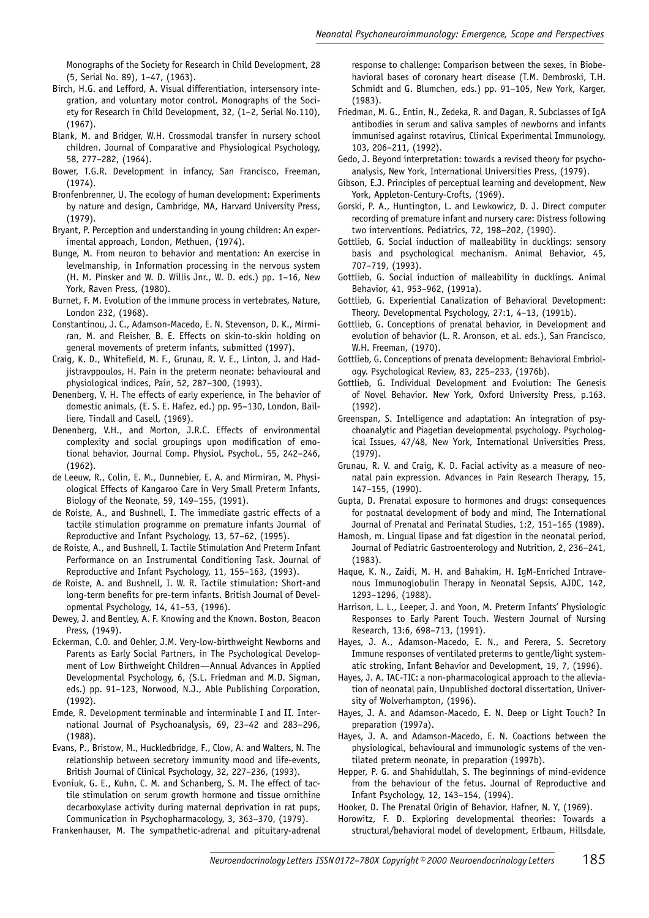Monographs of the Society for Research in Child Development, 28 (5, Serial No. 89), 1–47, (1963).

Birch, H.G. and Lefford, A. Visual differentiation, intersensory integration, and voluntary motor control. Monographs of the Society for Research in Child Development, 32, (1–2, Serial No.110), (1967).

Blank, M. and Bridger, W.H. Crossmodal transfer in nursery school children. Journal of Comparative and Physiological Psychology, 58, 277–282, (1964).

Bower, T.G.R. Development in infancy, San Francisco, Freeman, (1974).

Bronfenbrenner, U. The ecology of human development: Experiments by nature and design, Cambridge, MA, Harvard University Press, (1979).

Bryant, P. Perception and understanding in young children: An experimental approach, London, Methuen, (1974).

Bunge, M. From neuron to behavior and mentation: An exercise in levelmanship, in Information processing in the nervous system (H. M. Pinsker and W. D. Willis Jnr., W. D. eds.) pp. 1–16, New York, Raven Press, (1980).

Burnet, F. M. Evolution of the immune process in vertebrates, Nature, London 232, (1968).

Constantinou, J. C., Adamson-Macedo, E. N. Stevenson, D. K., Mirmiran, M. and Fleisher, B. E. Effects on skin-to-skin holding on general movements of preterm infants, submitted (1997).

Craig, K. D., Whitefield, M. F., Grunau, R. V. E., Linton, J. and Hadjistravppoulos, H. Pain in the preterm neonate: behavioural and physiological indices, Pain, 52, 287–300, (1993).

Denenberg, V. H. The effects of early experience, in The behavior of domestic animals, (E. S. E. Hafez, ed.) pp. 95–130, London, Bailliere, Tindall and Casell, (1969).

Denenberg, V.H., and Morton, J.R.C. Effects of environmental complexity and social groupings upon modification of emotional behavior, Journal Comp. Physiol. Psychol., 55, 242–246, (1962).

de Leeuw, R., Colin, E. M., Dunnebier, E. A. and Mirmiran, M. Physiological Effects of Kangaroo Care in Very Small Preterm Infants, Biology of the Neonate, 59, 149–155, (1991).

de Roiste, A., and Bushnell, I. The immediate gastric effects of a tactile stimulation programme on premature infants Journal of Reproductive and Infant Psychology, 13, 57–62, (1995).

de Roiste, A., and Bushnell, I. Tactile Stimulation And Preterm Infant Performance on an Instrumental Conditioning Task. Journal of Reproductive and Infant Psychology, 11, 155–163, (1993).

de Roiste, A. and Bushnell, I. W. R. Tactile stimulation: Short-and long-term benefits for pre-term infants. British Journal of Developmental Psychology, 14, 41–53, (1996).

Dewey, J. and Bentley, A. F. Knowing and the Known. Boston, Beacon Press, (1949).

Eckerman, C.O. and Oehler, J.M. Very-low-birthweight Newborns and Parents as Early Social Partners, in The Psychological Development of Low Birthweight Children—Annual Advances in Applied Developmental Psychology, 6, (S.L. Friedman and M.D. Sigman, eds.) pp. 91–123, Norwood, N.J., Able Publishing Corporation, (1992).

Emde, R. Development terminable and interminable I and II. International Journal of Psychoanalysis, 69, 23–42 and 283–296, (1988).

Evans, P., Bristow, M., Huckledbridge, F., Clow, A. and Walters, N. The relationship between secretory immunity mood and life-events, British Journal of Clinical Psychology, 32, 227–236, (1993).

Evoniuk, G. E., Kuhn, C. M. and Schanberg, S. M. The effect of tactile stimulation on serum growth hormone and tissue ornithine decarboxylase activity during maternal deprivation in rat pups, Communication in Psychopharmacology, 3, 363–370, (1979).

Frankenhauser, M. The sympathetic-adrenal and pituitary-adrenal response to challenge: Comparison between the sexes, in Biobehavioral bases of coronary heart disease (T.M. Dembroski, T.H. Schmidt and G. Blumchen, eds.) pp. 91–105, New York, Karger, (1983).

Friedman, M. G., Entin, N., Zedeka, R. and Dagan, R. Subclasses of IgA antibodies in serum and saliva samples of newborns and infants immunised against rotavirus, Clinical Experimental Immunology, 103, 206–211, (1992).

Gedo, J. Beyond interpretation: towards a revised theory for psychoanalysis, New York, International Universities Press, (1979).

Gibson, E.J. Principles of perceptual learning and development, New York, Appleton-Century-Crofts, (1969).

Gorski, P. A., Huntington, L. and Lewkowicz, D. J. Direct computer recording of premature infant and nursery care: Distress following two interventions. Pediatrics, 72, 198–202, (1990).

Gottlieb, G. Social induction of malleability in ducklings: sensory basis and psychological mechanism. Animal Behavior, 45, 707–719, (1993).

Gottlieb, G. Social induction of malleability in ducklings. Animal Behavior, 41, 953–962, (1991a).

Gottlieb, G. Experiential Canalization of Behavioral Development: Theory. Developmental Psychology, 27:1, 4–13, (1991b).

Gottlieb, G. Conceptions of prenatal behavior, in Development and evolution of behavior (L. R. Aronson, et al. eds.), San Francisco, W.H. Freeman, (1970).

Gottlieb, G. Conceptions of prenata development: Behavioral Embriology. Psychological Review, 83, 225–233, (1976b).

Gottlieb, G. Individual Development and Evolution: The Genesis of Novel Behavior. New York, Oxford University Press, p.163. (1992).

Greenspan, S. Intelligence and adaptation: An integration of psychoanalytic and Piagetian developmental psychology. Psychological Issues, 47/48, New York, International Universities Press, (1979).

Grunau, R. V. and Craig, K. D. Facial activity as a measure of neonatal pain expression. Advances in Pain Research Therapy, 15, 147–155, (1990).

Gupta, D. Prenatal exposure to hormones and drugs: consequences for postnatal development of body and mind, The International Journal of Prenatal and Perinatal Studies, 1:2, 151–165 (1989).

Hamosh, m. Lingual lipase and fat digestion in the neonatal period, Journal of Pediatric Gastroenterology and Nutrition, 2, 236–241, (1983).

Haque, K. N., Zaidi, M. H. and Bahakim, H. IgM-Enriched Intravenous Immunoglobulin Therapy in Neonatal Sepsis, AJDC, 142, 1293–1296, (1988).

Harrison, L. L., Leeper, J. and Yoon, M. Preterm Infants' Physiologic Responses to Early Parent Touch. Western Journal of Nursing Research, 13:6, 698–713, (1991).

Hayes, J. A., Adamson-Macedo, E. N., and Perera, S. Secretory Immune responses of ventilated preterms to gentle/light systematic stroking, Infant Behavior and Development, 19, 7, (1996).

Hayes, J. A. TAC-TIC: a non-pharmacological approach to the alleviation of neonatal pain, Unpublished doctoral dissertation, University of Wolverhampton, (1996).

Hayes, J. A. and Adamson-Macedo, E. N. Deep or Light Touch? In preparation (1997a).

Hayes, J. A. and Adamson-Macedo, E. N. Coactions between the physiological, behavioural and immunologic systems of the ventilated preterm neonate, in preparation (1997b).

Hepper, P. G. and Shahidullah, S. The beginnings of mind-evidence from the behaviour of the fetus. Journal of Reproductive and Infant Psychology, 12, 143–154, (1994).

Hooker, D. The Prenatal Origin of Behavior, Hafner, N. Y, (1969).

Horowitz, F. D. Exploring developmental theories: Towards a structural/behavioral model of development, Erlbaum, Hillsdale,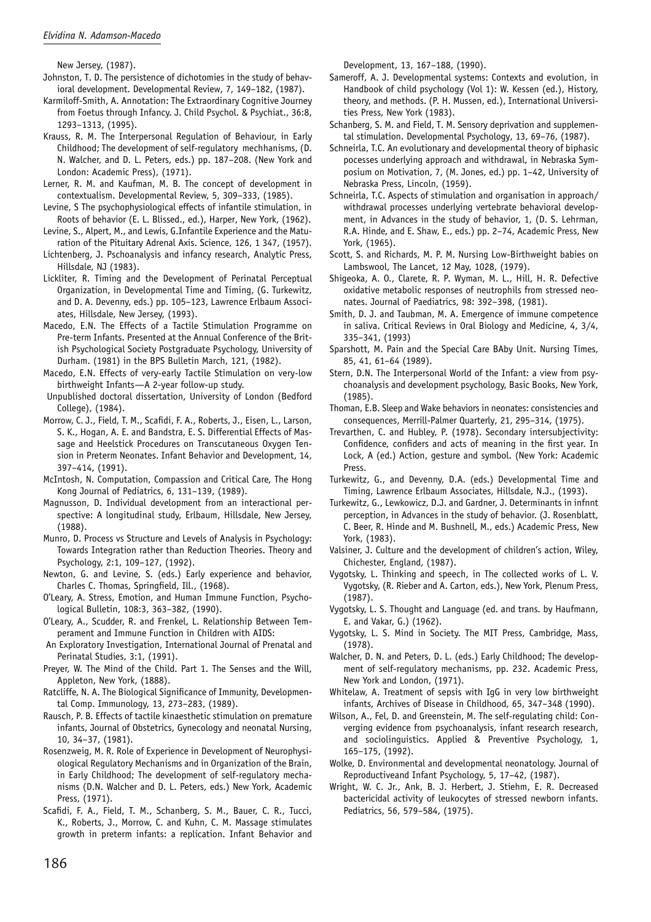New Jersey, (1987).

Johnston, T. D. The persistence of dichotomies in the study of behavioral development. Developmental Review, 7, 149–182, (1987).

Karmiloff-Smith, A. Annotation: The Extraordinary Cognitive Journey from Foetus through Infancy. J. Child Psychol. & Psychiat., 36:8, 1293–1313, (1995).

Krauss, R. M. The Interpersonal Regulation of Behaviour, in Early Childhood; The development of self-regulatory mechhanisms, (D. N. Walcher, and D. L. Peters, eds.) pp. 187–208. (New York and London: Academic Press), (1971).

Lerner, R. M. and Kaufman, M. B. The concept of development in contextualism. Developmental Review, 5, 309–333, (1985).

Levine, S The psychophysiological effects of infantile stimulation, in Roots of behavior (E. L. Blissed., ed.), Harper, New York, (1962).

Levine, S., Alpert, M., and Lewis, G.Infantile Experience and the Maturation of the Pituitary Adrenal Axis. Science, 126, 1 347, (1957).

Lichtenberg, J. Pschoanalysis and infancy research, Analytic Press, Hillsdale, NJ (1983).

Lickliter, R. Timing and the Development of Perinatal Perceptual Organization, in Developmental Time and Timing, (G. Turkewitz, and D. A. Devenny, eds.) pp. 105–123, Lawrence Erlbaum Associates, Hillsdale, New Jersey, (1993).

Macedo, E.N. The Effects of a Tactile Stimulation Programme on Pre-term Infants. Presented at the Annual Conference of the British Psychological Society Postgraduate Psychology, University of Durham. (1981) in the BPS Bulletin March, 121, (1982).

Macedo, E.N. Effects of very-early Tactile Stimulation on very-low birthweight Infants—A 2-year follow-up study.
Unpublished doctoral dissertation, University of London (Bedford College), (1984).

Morrow, C. J., Field, T. M., Scafidi, F. A., Roberts, J., Eisen, L., Larson, S. K., Hogan, A. E. and Bandstra, E. S. Differential Effects of Massage and Heelstick Procedures on Transcutaneous Oxygen Tension in Preterm Neonates. Infant Behavior and Development, 14, 397–414, (1991).

McIntosh, N. Computation, Compassion and Critical Care, The Hong Kong Journal of Pediatrics, 6, 131–139, (1989).

Magnusson, D. Individual development from an interactional perspective: A longitudinal study, Erlbaum, Hillsdale, New Jersey, (1988).

Munro, D. Process vs Structure and Levels of Analysis in Psychology: Towards Integration rather than Reduction Theories. Theory and Psychology, 2:1, 109–127, (1992).

Newton, G. and Levine, S. (eds.) Early experience and behavior, Charles C. Thomas, Springfield, Ill., (1968).

O'Leary, A. Stress, Emotion, and Human Immune Function, Psychological Bulletin, 108:3, 363–382, (1990).

O'Leary, A., Scudder, R. and Frenkel, L. Relationship Between Temperament and Immune Function in Children with AIDS:
An Exploratory Investigation, International Journal of Prenatal and Perinatal Studies, 3:1, (1991).

Preyer, W. The Mind of the Child. Part 1. The Senses and the Will, Appleton, New York, (1888).

Ratcliffe, N. A. The Biological Significance of Immunity, Developmental Comp. Immunology, 13, 273–283, (1989).

Rausch, P. B. Effects of tactile kinaesthetic stimulation on premature infants, Journal of Obstetrics, Gynecology and neonatal Nursing, 10, 34–37, (1981).

Rosenzweig, M. R. Role of Experience in Development of Neurophysiological Regulatory Mechanisms and in Organization of the Brain, in Early Childhood; The development of self-regulatory mechanisms (D.N. Walcher and D. L. Peters, eds.) New York, Academic Press, (1971).

Scafidi, F. A., Field, T. M., Schanberg, S. M., Bauer, C. R., Tucci, K., Roberts, J., Morrow, C. and Kuhn, C. M. Massage stimulates growth in preterm infants: a replication. Infant Behavior and Development, 13, 167–188, (1990).

Sameroff, A. J. Developmental systems: Contexts and evolution, in Handbook of child psychology (Vol 1): W. Kessen (ed.), History, theory, and methods. (P. H. Mussen, ed.), International Universities Press, New York (1983).

Schanberg, S. M. and Field, T. M. Sensory deprivation and supplemental stimulation. Developmental Psychology, 13, 69–76, (1987).

Schneirla, T.C. An evolutionary and developmental theory of biphasic processes underlying approach and withdrawal, in Nebraska Symposium on Motivation, 7, (M. Jones, ed.) pp. 1–42, University of Nebraska Press, Lincoln, (1959).

Schneirla, T.C. Aspects of stimulation and organisation in approach/withdrawal processes underlying vertebrate behavioral development, in Advances in the study of behavior, 1, (D. S. Lehrman, R.A. Hinde, and E. Shaw, E., eds.) pp. 2–74, Academic Press, New York, (1965).

Scott, S. and Richards, M. P. M. Nursing Low-Birthweight babies on Lambswool, The Lancet, 12 May, 1028, (1979).

Shigeoka, A. O., Clarete, R. P. Wyman, M. L., Hill, H. R. Defective oxidative metabolic responses of neutrophils from stressed neonates. Journal of Paediatrics, 98: 392–398, (1981).

Smith, D. J. and Taubman, M. A. Emergence of immune competence in saliva. Critical Reviews in Oral Biology and Medicine, 4, 3/4, 335–341, (1993)

Sparshott, M. Pain and the Special Care BAby Unit. Nursing Times, 85, 41, 61–64 (1989).

Stern, D.N. The Interpersonal World of the Infant: a view from psychoanalysis and development psychology, Basic Books, New York, (1985).

Thoman, E.B. Sleep and Wake behaviors in neonates: consistencies and consequences, Merrill-Palmer Quarterly, 21, 295–314, (1975).

Trevarthen, C. and Hubley, P. (1978). Secondary intersubjectivity: Confidence, confiders and acts of meaning in the first year. In Lock, A (ed.) Action, gesture and symbol. (New York: Academic Press.

Turkewitz, G., and Devenny, D.A. (eds.) Developmental Time and Timing, Lawrence Erlbaum Associates, Hillsdale, N.J., (1993).

Turkewitz, G., Lewkowicz, D.J. and Gardner, J. Determinants in infnnt perception, in Advances in the study of behavior. (J. Rosenblatt, C. Beer, R. Hinde and M. Bushnell, M., eds.) Academic Press, New York, (1983).

Valsiner, J. Culture and the development of children's action, Wiley, Chichester, England, (1987).

Vygotsky, L. Thinking and speech, in The collected works of L. V. Vygotsky, (R. Rieber and A. Carton, eds.), New York, Plenum Press, (1987).

Vygotsky, L. S. Thought and Language (ed. and trans. by Haufmann, E. and Vakar, G.) (1962).

Vygotsky, L. S. Mind in Society. The MIT Press, Cambridge, Mass, (1978).

Walcher, D. N. and Peters, D. L. (eds.) Early Childhood; The development of self-regulatory mechanisms, pp. 232. Academic Press, New York and London, (1971).

Whitelaw, A. Treatment of sepsis with IgG in very low birthweight infants, Archives of Disease in Childhood, 65, 347–348 (1990).

Wilson, A., Fel, D. and Greenstein, M. The self-regulating child: Converging evidence from psychoanalysis, infant research research, and sociolinguistics. Applied & Preventive Psychology, 1, 165–175, (1992).

Wolke, D. Environmental and developmental neonatology. Journal of Reproductiveand Infant Psychology, 5, 17–42, (1987).

Wright, W. C. Jr., Ank, B. J. Herbert, J. Stiehm, E. R. Decreased bactericidal activity of leukocytes of stressed newborn infants. Pediatrics, 56, 579–584, (1975).